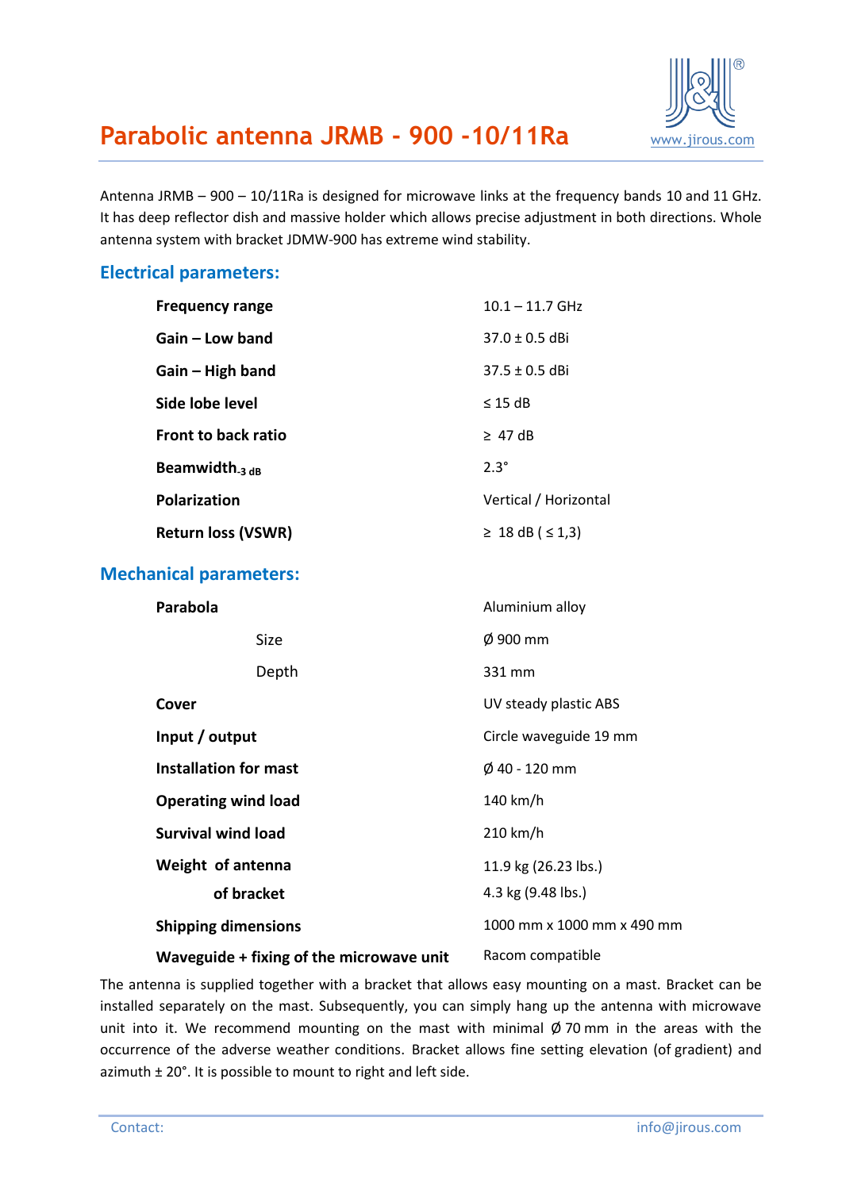# Parabolic antenna JRMB - 900 -10/11Ra

www.jirous.com

Antenna JRMB – 900 – 10/11Ra is designed for microwave links at the frequency bands 10 and 11 GHz. It has deep reflector dish and massive holder which allows precise adjustment in both directions. Whole antenna system with bracket JDMW-900 has extreme wind stability.

## Electrical parameters:

| | |
|---|---|
| **Frequency range** | 10.1 – 11.7 GHz |
| **Gain – Low band** | 37.0 ± 0.5 dBi |
| **Gain – High band** | 37.5 ± 0.5 dBi |
| **Side lobe level** | ≤ 15 dB |
| **Front to back ratio** | ≥ 47 dB |
| **Beamwidth$_{-3\ dB}$** | 2.3° |
| **Polarization** | Vertical / Horizontal |
| **Return loss (VSWR)** | ≥ 18 dB ( ≤ 1,3) |

## Mechanical parameters:

| | |
|---|---|
| **Parabola** | Aluminium alloy |
| Size | Ø 900 mm |
| Depth | 331 mm |
| **Cover** | UV steady plastic ABS |
| **Input / output** | Circle waveguide 19 mm |
| **Installation for mast** | Ø 40 - 120 mm |
| **Operating wind load** | 140 km/h |
| **Survival wind load** | 210 km/h |
| **Weight of antenna** | 11.9 kg (26.23 lbs.) |
| **of bracket** | 4.3 kg (9.48 lbs.) |
| **Shipping dimensions** | 1000 mm x 1000 mm x 490 mm |
| **Waveguide + fixing of the microwave unit** | Racom compatible |

The antenna is supplied together with a bracket that allows easy mounting on a mast. Bracket can be installed separately on the mast. Subsequently, you can simply hang up the antenna with microwave unit into it. We recommend mounting on the mast with minimal Ø 70 mm in the areas with the occurrence of the adverse weather conditions. Bracket allows fine setting elevation (of gradient) and azimuth ± 20°. It is possible to mount to right and left side.

Contact: info@jirous.com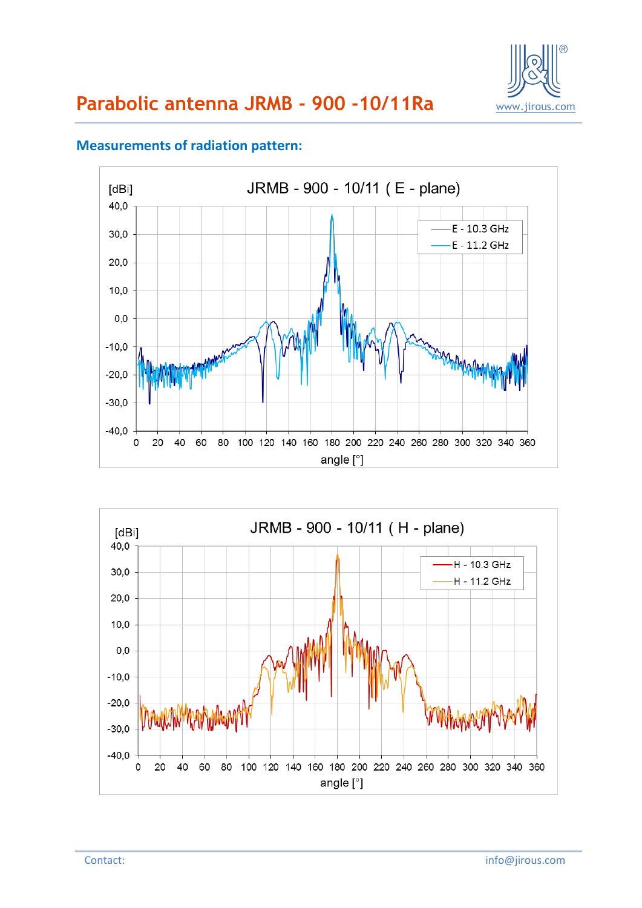# Parabolic antenna JRMB - 900 -10/11Ra

## Measurements of radiation pattern:

JRMB - 900 - 10/11 ( E - plane)

[dBi]

E - 10.3 GHz
E - 11.2 GHz

angle [°]

JRMB - 900 - 10/11 ( H - plane)

[dBi]

H - 10.3 GHz
H - 11.2 GHz

angle [°]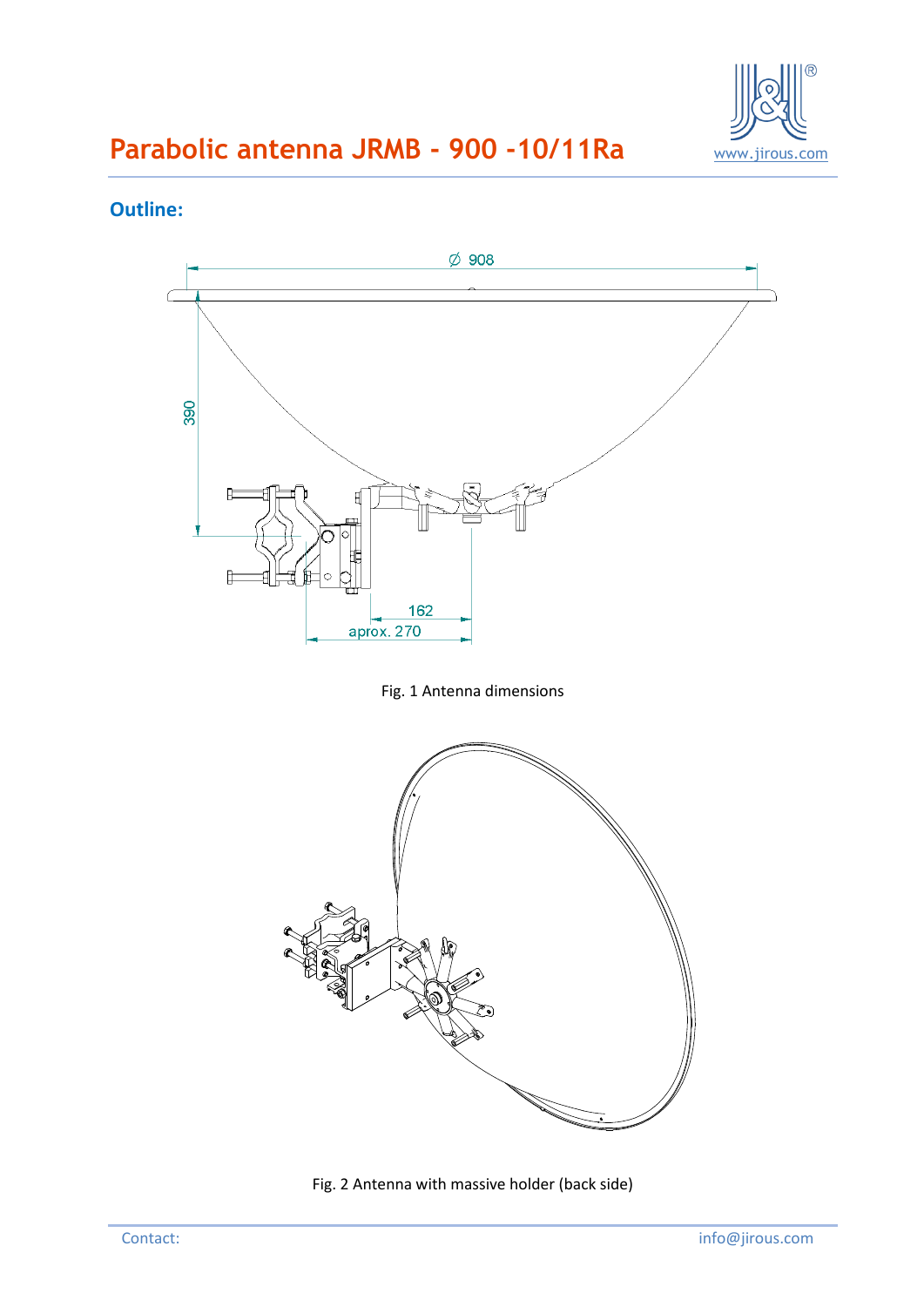# Parabolic antenna JRMB - 900 -10/11Ra

## Outline:

Ø 908

390

162

aprox. 270

Fig. 1 Antenna dimensions

Fig. 2 Antenna with massive holder (back side)

Contact: info@jirous.com